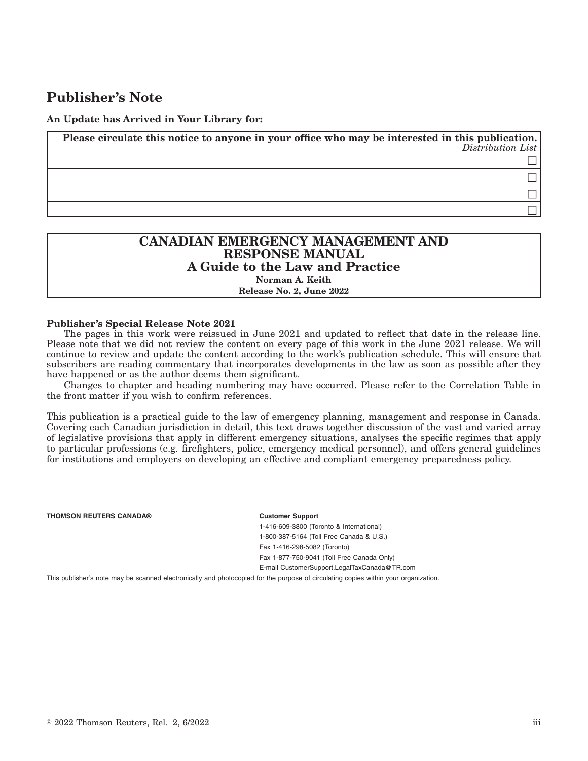# Publisher's Note

**An Update has Arrived in Your Library for:**

| **Please circulate this notice to anyone in your office who may be interested in this publication.** *Distribution List* |
| --- |
| ☐ |
| ☐ |
| ☐ |
| ☐ |

**CANADIAN EMERGENCY MANAGEMENT AND RESPONSE MANUAL**
**A Guide to the Law and Practice**
**Norman A. Keith**
**Release No. 2, June 2022**

**Publisher's Special Release Note 2021**

The pages in this work were reissued in June 2021 and updated to reflect that date in the release line. Please note that we did not review the content on every page of this work in the June 2021 release. We will continue to review and update the content according to the work's publication schedule. This will ensure that subscribers are reading commentary that incorporates developments in the law as soon as possible after they have happened or as the author deems them significant.

Changes to chapter and heading numbering may have occurred. Please refer to the Correlation Table in the front matter if you wish to confirm references.

This publication is a practical guide to the law of emergency planning, management and response in Canada. Covering each Canadian jurisdiction in detail, this text draws together discussion of the vast and varied array of legislative provisions that apply in different emergency situations, analyses the specific regimes that apply to particular professions (e.g. firefighters, police, emergency medical personnel), and offers general guidelines for institutions and employers on developing an effective and compliant emergency preparedness policy.

**THOMSON REUTERS CANADA®**

**Customer Support**
1-416-609-3800 (Toronto & International)
1-800-387-5164 (Toll Free Canada & U.S.)
Fax 1-416-298-5082 (Toronto)
Fax 1-877-750-9041 (Toll Free Canada Only)
E-mail CustomerSupport.LegalTaxCanada@TR.com

This publisher's note may be scanned electronically and photocopied for the purpose of circulating copies within your organization.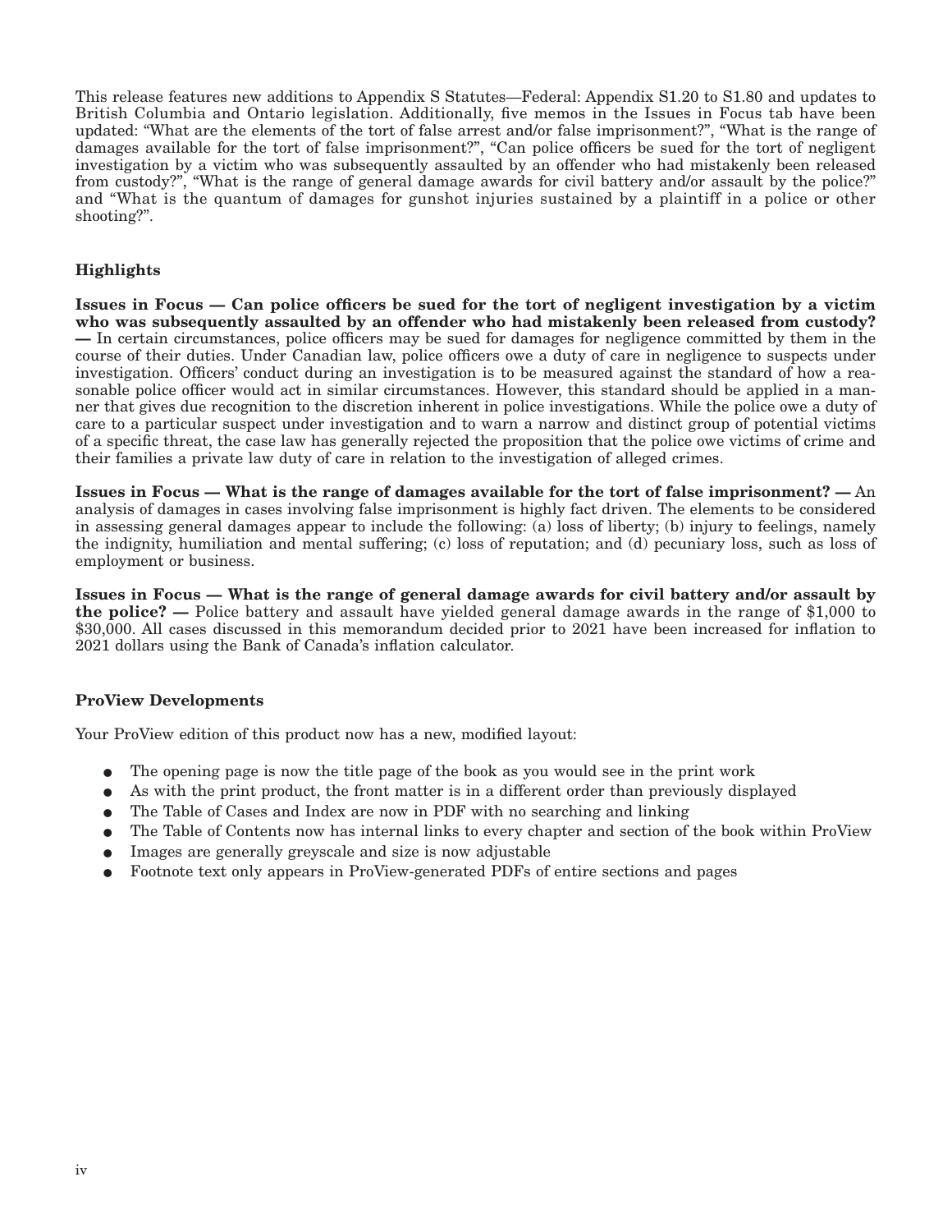This release features new additions to Appendix S Statutes—Federal: Appendix S1.20 to S1.80 and updates to British Columbia and Ontario legislation. Additionally, five memos in the Issues in Focus tab have been updated: "What are the elements of the tort of false arrest and/or false imprisonment?", "What is the range of damages available for the tort of false imprisonment?", "Can police officers be sued for the tort of negligent investigation by a victim who was subsequently assaulted by an offender who had mistakenly been released from custody?", "What is the range of general damage awards for civil battery and/or assault by the police?" and "What is the quantum of damages for gunshot injuries sustained by a plaintiff in a police or other shooting?".

## Highlights

**Issues in Focus — Can police officers be sued for the tort of negligent investigation by a victim who was subsequently assaulted by an offender who had mistakenly been released from custody? —** In certain circumstances, police officers may be sued for damages for negligence committed by them in the course of their duties. Under Canadian law, police officers owe a duty of care in negligence to suspects under investigation. Officers' conduct during an investigation is to be measured against the standard of how a reasonable police officer would act in similar circumstances. However, this standard should be applied in a manner that gives due recognition to the discretion inherent in police investigations. While the police owe a duty of care to a particular suspect under investigation and to warn a narrow and distinct group of potential victims of a specific threat, the case law has generally rejected the proposition that the police owe victims of crime and their families a private law duty of care in relation to the investigation of alleged crimes.

**Issues in Focus — What is the range of damages available for the tort of false imprisonment? —** An analysis of damages in cases involving false imprisonment is highly fact driven. The elements to be considered in assessing general damages appear to include the following: (a) loss of liberty; (b) injury to feelings, namely the indignity, humiliation and mental suffering; (c) loss of reputation; and (d) pecuniary loss, such as loss of employment or business.

**Issues in Focus — What is the range of general damage awards for civil battery and/or assault by the police? —** Police battery and assault have yielded general damage awards in the range of $1,000 to $30,000. All cases discussed in this memorandum decided prior to 2021 have been increased for inflation to 2021 dollars using the Bank of Canada's inflation calculator.

## ProView Developments

Your ProView edition of this product now has a new, modified layout:

- The opening page is now the title page of the book as you would see in the print work
- As with the print product, the front matter is in a different order than previously displayed
- The Table of Cases and Index are now in PDF with no searching and linking
- The Table of Contents now has internal links to every chapter and section of the book within ProView
- Images are generally greyscale and size is now adjustable
- Footnote text only appears in ProView-generated PDFs of entire sections and pages